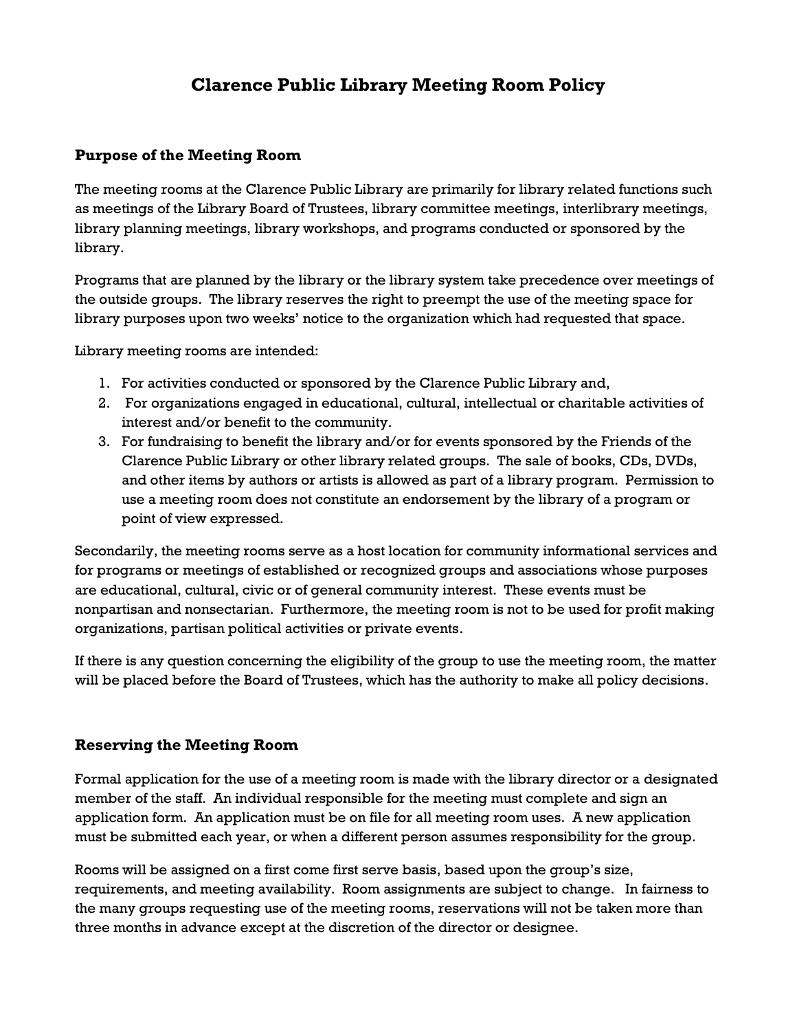# Clarence Public Library Meeting Room Policy

## Purpose of the Meeting Room

The meeting rooms at the Clarence Public Library are primarily for library related functions such as meetings of the Library Board of Trustees, library committee meetings, interlibrary meetings, library planning meetings, library workshops, and programs conducted or sponsored by the library.

Programs that are planned by the library or the library system take precedence over meetings of the outside groups. The library reserves the right to preempt the use of the meeting space for library purposes upon two weeks' notice to the organization which had requested that space.

Library meeting rooms are intended:

1. For activities conducted or sponsored by the Clarence Public Library and,
2. For organizations engaged in educational, cultural, intellectual or charitable activities of interest and/or benefit to the community.
3. For fundraising to benefit the library and/or for events sponsored by the Friends of the Clarence Public Library or other library related groups. The sale of books, CDs, DVDs, and other items by authors or artists is allowed as part of a library program. Permission to use a meeting room does not constitute an endorsement by the library of a program or point of view expressed.

Secondarily, the meeting rooms serve as a host location for community informational services and for programs or meetings of established or recognized groups and associations whose purposes are educational, cultural, civic or of general community interest. These events must be nonpartisan and nonsectarian. Furthermore, the meeting room is not to be used for profit making organizations, partisan political activities or private events.

If there is any question concerning the eligibility of the group to use the meeting room, the matter will be placed before the Board of Trustees, which has the authority to make all policy decisions.

## Reserving the Meeting Room

Formal application for the use of a meeting room is made with the library director or a designated member of the staff. An individual responsible for the meeting must complete and sign an application form. An application must be on file for all meeting room uses. A new application must be submitted each year, or when a different person assumes responsibility for the group.

Rooms will be assigned on a first come first serve basis, based upon the group's size, requirements, and meeting availability. Room assignments are subject to change. In fairness to the many groups requesting use of the meeting rooms, reservations will not be taken more than three months in advance except at the discretion of the director or designee.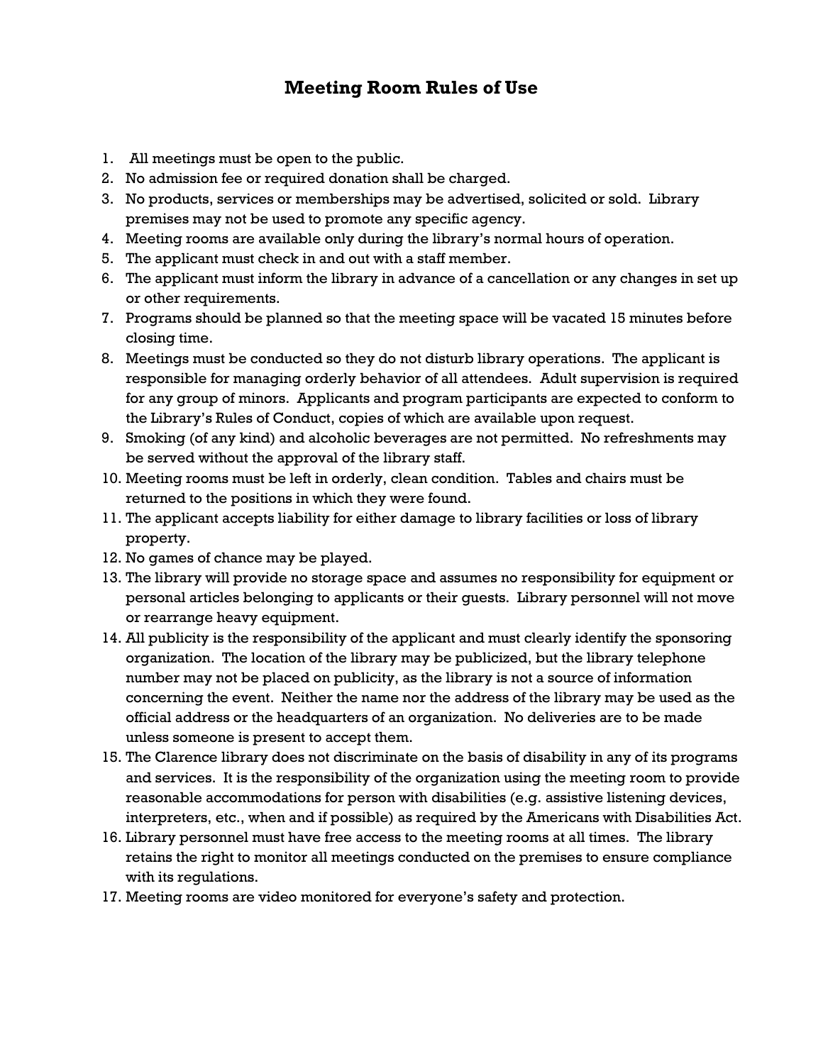## Meeting Room Rules of Use

1. All meetings must be open to the public.
2. No admission fee or required donation shall be charged.
3. No products, services or memberships may be advertised, solicited or sold. Library premises may not be used to promote any specific agency.
4. Meeting rooms are available only during the library's normal hours of operation.
5. The applicant must check in and out with a staff member.
6. The applicant must inform the library in advance of a cancellation or any changes in set up or other requirements.
7. Programs should be planned so that the meeting space will be vacated 15 minutes before closing time.
8. Meetings must be conducted so they do not disturb library operations. The applicant is responsible for managing orderly behavior of all attendees. Adult supervision is required for any group of minors. Applicants and program participants are expected to conform to the Library's Rules of Conduct, copies of which are available upon request.
9. Smoking (of any kind) and alcoholic beverages are not permitted. No refreshments may be served without the approval of the library staff.
10. Meeting rooms must be left in orderly, clean condition. Tables and chairs must be returned to the positions in which they were found.
11. The applicant accepts liability for either damage to library facilities or loss of library property.
12. No games of chance may be played.
13. The library will provide no storage space and assumes no responsibility for equipment or personal articles belonging to applicants or their guests. Library personnel will not move or rearrange heavy equipment.
14. All publicity is the responsibility of the applicant and must clearly identify the sponsoring organization. The location of the library may be publicized, but the library telephone number may not be placed on publicity, as the library is not a source of information concerning the event. Neither the name nor the address of the library may be used as the official address or the headquarters of an organization. No deliveries are to be made unless someone is present to accept them.
15. The Clarence library does not discriminate on the basis of disability in any of its programs and services. It is the responsibility of the organization using the meeting room to provide reasonable accommodations for person with disabilities (e.g. assistive listening devices, interpreters, etc., when and if possible) as required by the Americans with Disabilities Act.
16. Library personnel must have free access to the meeting rooms at all times. The library retains the right to monitor all meetings conducted on the premises to ensure compliance with its regulations.
17. Meeting rooms are video monitored for everyone's safety and protection.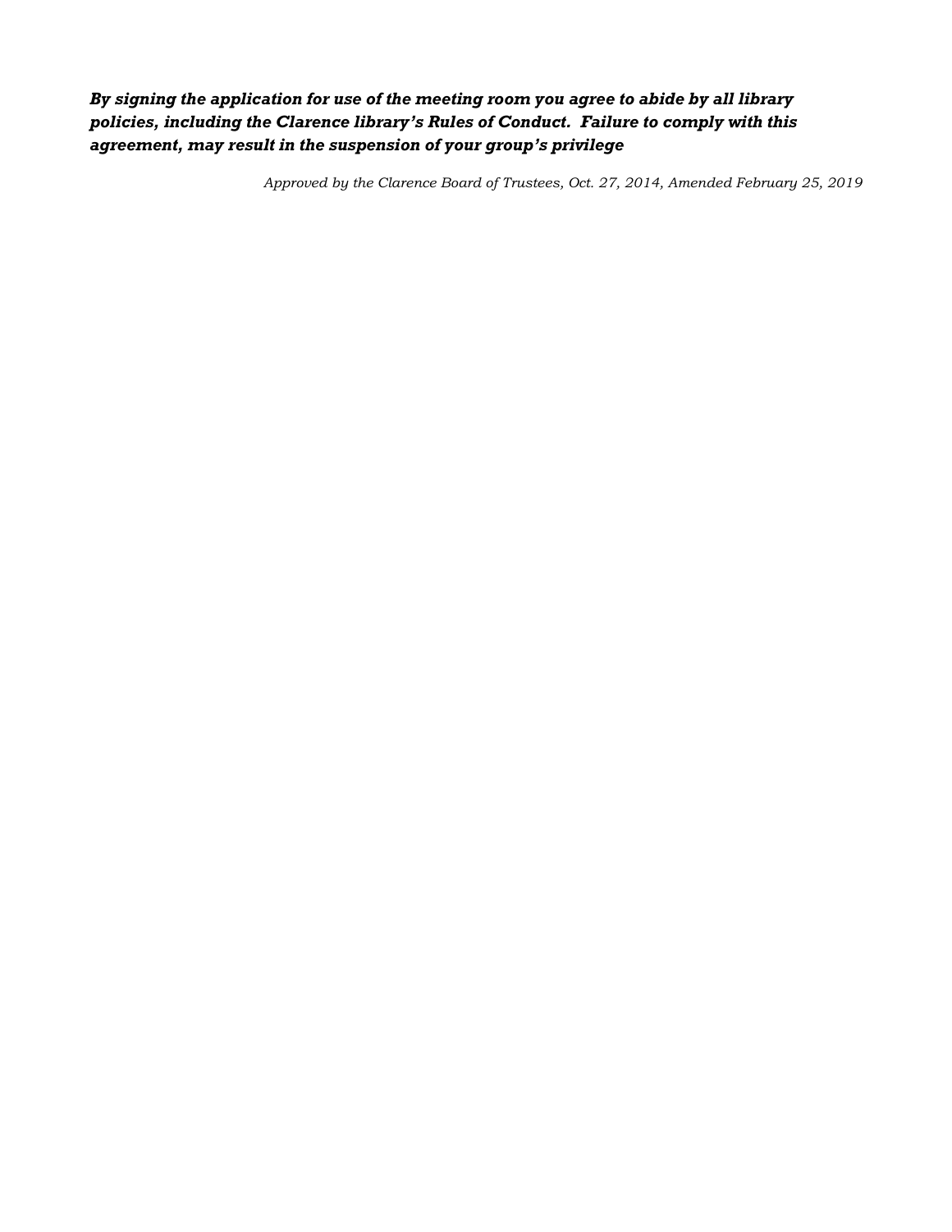***By signing the application for use of the meeting room you agree to abide by all library policies, including the Clarence library's Rules of Conduct. Failure to comply with this agreement, may result in the suspension of your group's privilege***

*Approved by the Clarence Board of Trustees, Oct. 27, 2014, Amended February 25, 2019*